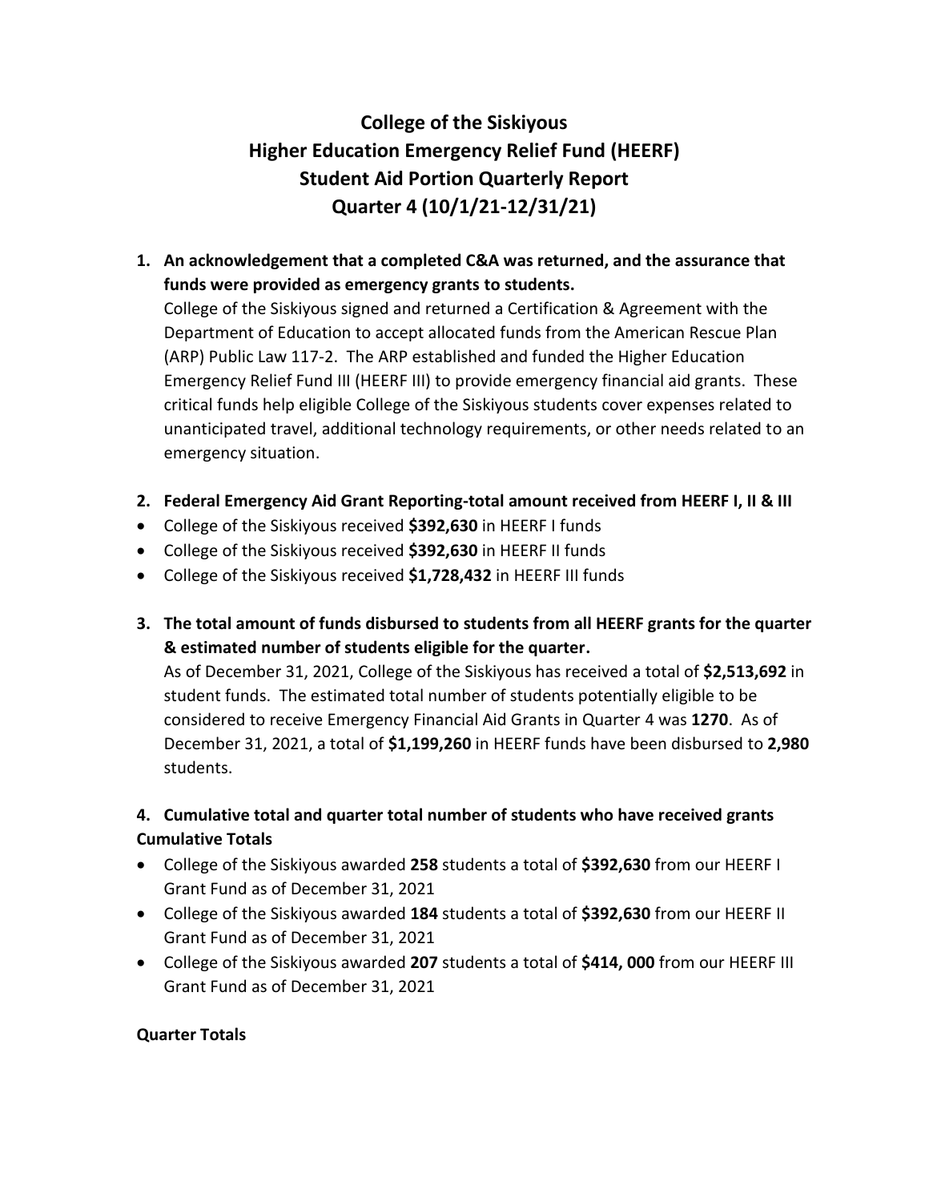# College of the Siskiyous
# Higher Education Emergency Relief Fund (HEERF)
# Student Aid Portion Quarterly Report
# Quarter 4 (10/1/21-12/31/21)

1. **An acknowledgement that a completed C&A was returned, and the assurance that funds were provided as emergency grants to students.**
   College of the Siskiyous signed and returned a Certification & Agreement with the Department of Education to accept allocated funds from the American Rescue Plan (ARP) Public Law 117-2. The ARP established and funded the Higher Education Emergency Relief Fund III (HEERF III) to provide emergency financial aid grants. These critical funds help eligible College of the Siskiyous students cover expenses related to unanticipated travel, additional technology requirements, or other needs related to an emergency situation.

2. **Federal Emergency Aid Grant Reporting-total amount received from HEERF I, II & III**

- College of the Siskiyous received **$392,630** in HEERF I funds
- College of the Siskiyous received **$392,630** in HEERF II funds
- College of the Siskiyous received **$1,728,432** in HEERF III funds

3. **The total amount of funds disbursed to students from all HEERF grants for the quarter & estimated number of students eligible for the quarter.**
   As of December 31, 2021, College of the Siskiyous has received a total of **$2,513,692** in student funds. The estimated total number of students potentially eligible to be considered to receive Emergency Financial Aid Grants in Quarter 4 was **1270**. As of December 31, 2021, a total of **$1,199,260** in HEERF funds have been disbursed to **2,980** students.

4. **Cumulative total and quarter total number of students who have received grants**

**Cumulative Totals**

- College of the Siskiyous awarded **258** students a total of **$392,630** from our HEERF I Grant Fund as of December 31, 2021
- College of the Siskiyous awarded **184** students a total of **$392,630** from our HEERF II Grant Fund as of December 31, 2021
- College of the Siskiyous awarded **207** students a total of **$414, 000** from our HEERF III Grant Fund as of December 31, 2021

**Quarter Totals**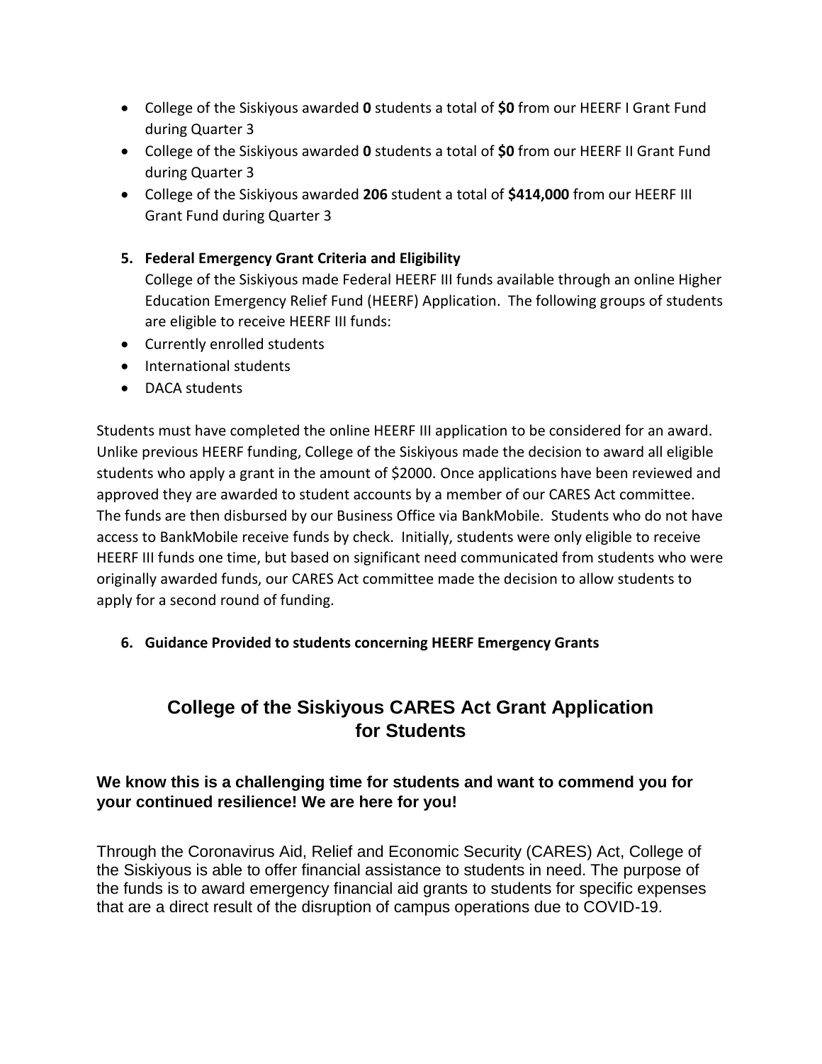- College of the Siskiyous awarded **0** students a total of **$0** from our HEERF I Grant Fund during Quarter 3
- College of the Siskiyous awarded **0** students a total of **$0** from our HEERF II Grant Fund during Quarter 3
- College of the Siskiyous awarded **206** student a total of **$414,000** from our HEERF III Grant Fund during Quarter 3

5. **Federal Emergency Grant Criteria and Eligibility**

   College of the Siskiyous made Federal HEERF III funds available through an online Higher Education Emergency Relief Fund (HEERF) Application. The following groups of students are eligible to receive HEERF III funds:

- Currently enrolled students
- International students
- DACA students

Students must have completed the online HEERF III application to be considered for an award. Unlike previous HEERF funding, College of the Siskiyous made the decision to award all eligible students who apply a grant in the amount of $2000. Once applications have been reviewed and approved they are awarded to student accounts by a member of our CARES Act committee. The funds are then disbursed by our Business Office via BankMobile. Students who do not have access to BankMobile receive funds by check. Initially, students were only eligible to receive HEERF III funds one time, but based on significant need communicated from students who were originally awarded funds, our CARES Act committee made the decision to allow students to apply for a second round of funding.

6. **Guidance Provided to students concerning HEERF Emergency Grants**

## College of the Siskiyous CARES Act Grant Application for Students

### We know this is a challenging time for students and want to commend you for your continued resilience! We are here for you!

Through the Coronavirus Aid, Relief and Economic Security (CARES) Act, College of the Siskiyous is able to offer financial assistance to students in need. The purpose of the funds is to award emergency financial aid grants to students for specific expenses that are a direct result of the disruption of campus operations due to COVID-19.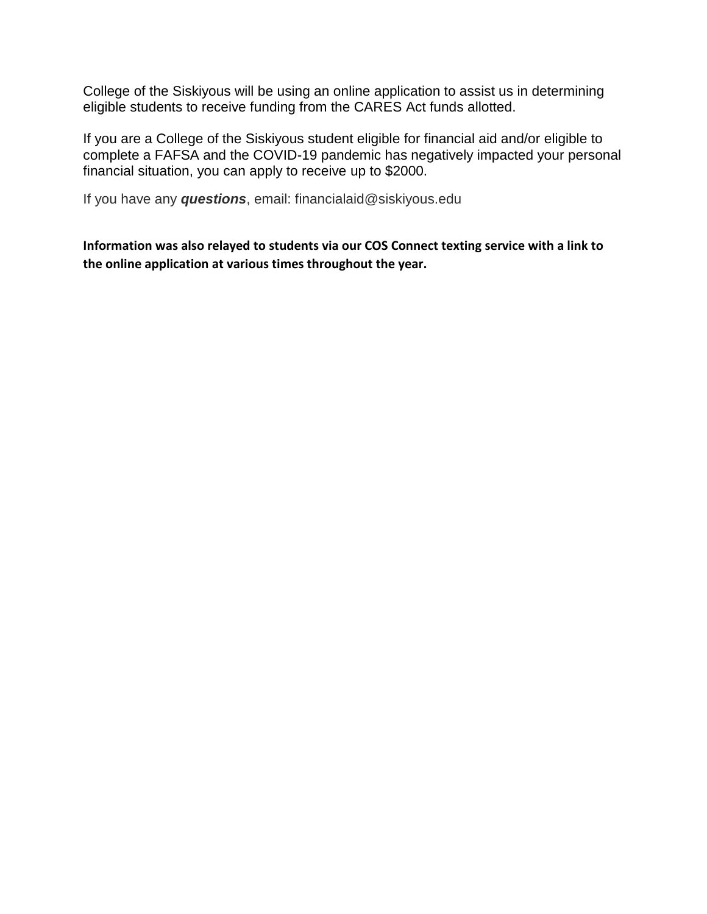College of the Siskiyous will be using an online application to assist us in determining eligible students to receive funding from the CARES Act funds allotted.

If you are a College of the Siskiyous student eligible for financial aid and/or eligible to complete a FAFSA and the COVID-19 pandemic has negatively impacted your personal financial situation, you can apply to receive up to $2000.

If you have any ***questions***, email: financialaid@siskiyous.edu

**Information was also relayed to students via our COS Connect texting service with a link to the online application at various times throughout the year.**